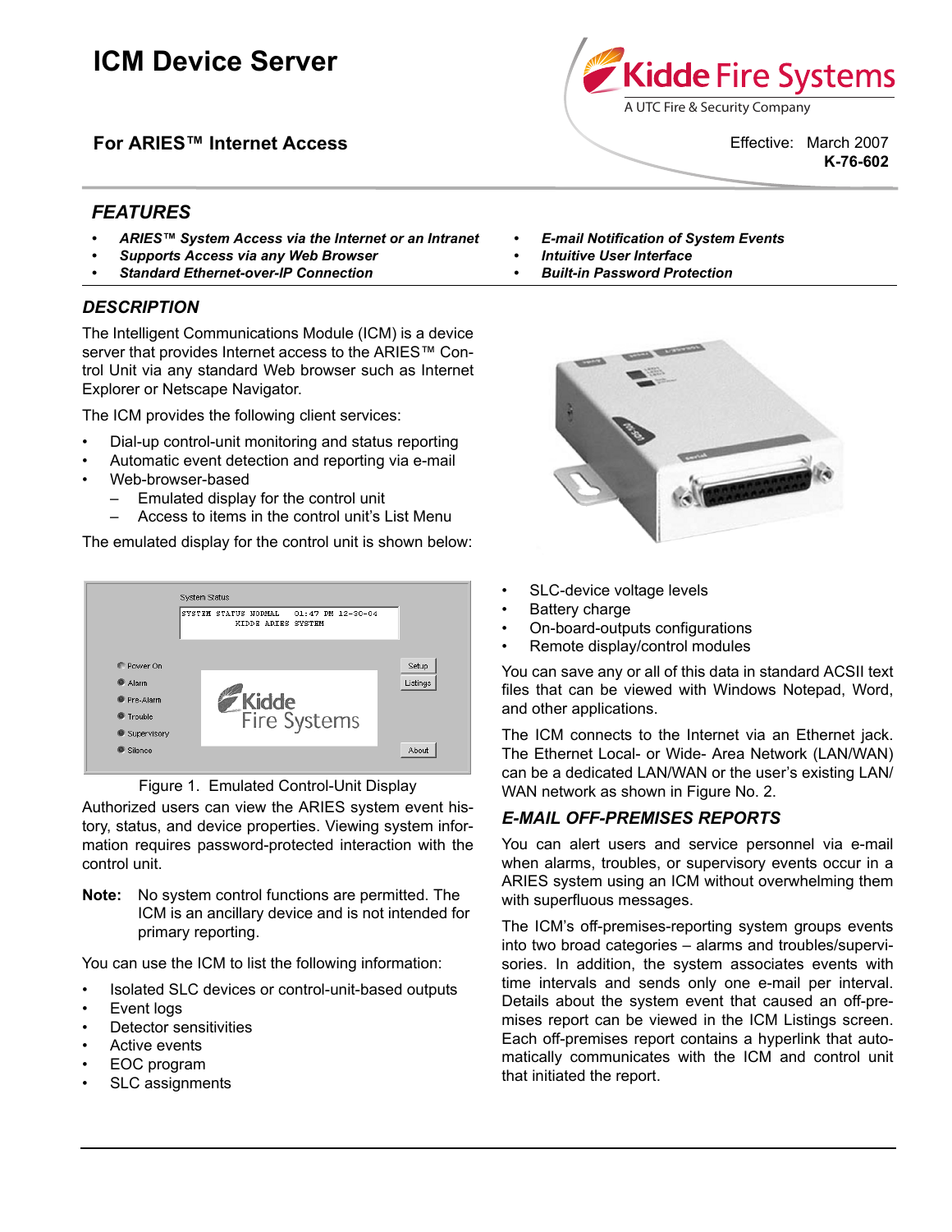# ICM Device Server

## For ARIES™ Internet Access

Effective: March 2007
**K-76-602**

## FEATURES

- ***ARIES™ System Access via the Internet or an Intranet***
- ***Supports Access via any Web Browser***
- ***Standard Ethernet-over-IP Connection***
- ***E-mail Notification of System Events***
- ***Intuitive User Interface***
- ***Built-in Password Protection***

## DESCRIPTION

The Intelligent Communications Module (ICM) is a device server that provides Internet access to the ARIES™ Control Unit via any standard Web browser such as Internet Explorer or Netscape Navigator.

The ICM provides the following client services:

- Dial-up control-unit monitoring and status reporting
- Automatic event detection and reporting via e-mail
- Web-browser-based
  - Emulated display for the control unit
  - Access to items in the control unit's List Menu

The emulated display for the control unit is shown below:

Figure 1. Emulated Control-Unit Display

Authorized users can view the ARIES system event history, status, and device properties. Viewing system information requires password-protected interaction with the control unit.

**Note:** No system control functions are permitted. The ICM is an ancillary device and is not intended for primary reporting.

You can use the ICM to list the following information:

- Isolated SLC devices or control-unit-based outputs
- Event logs
- Detector sensitivities
- Active events
- EOC program
- SLC assignments
- SLC-device voltage levels
- Battery charge
- On-board-outputs configurations
- Remote display/control modules

You can save any or all of this data in standard ACSII text files that can be viewed with Windows Notepad, Word, and other applications.

The ICM connects to the Internet via an Ethernet jack. The Ethernet Local- or Wide- Area Network (LAN/WAN) can be a dedicated LAN/WAN or the user's existing LAN/WAN network as shown in Figure No. 2.

## E-MAIL OFF-PREMISES REPORTS

You can alert users and service personnel via e-mail when alarms, troubles, or supervisory events occur in a ARIES system using an ICM without overwhelming them with superfluous messages.

The ICM's off-premises-reporting system groups events into two broad categories – alarms and troubles/supervisories. In addition, the system associates events with time intervals and sends only one e-mail per interval. Details about the system event that caused an off-premises report can be viewed in the ICM Listings screen. Each off-premises report contains a hyperlink that automatically communicates with the ICM and control unit that initiated the report.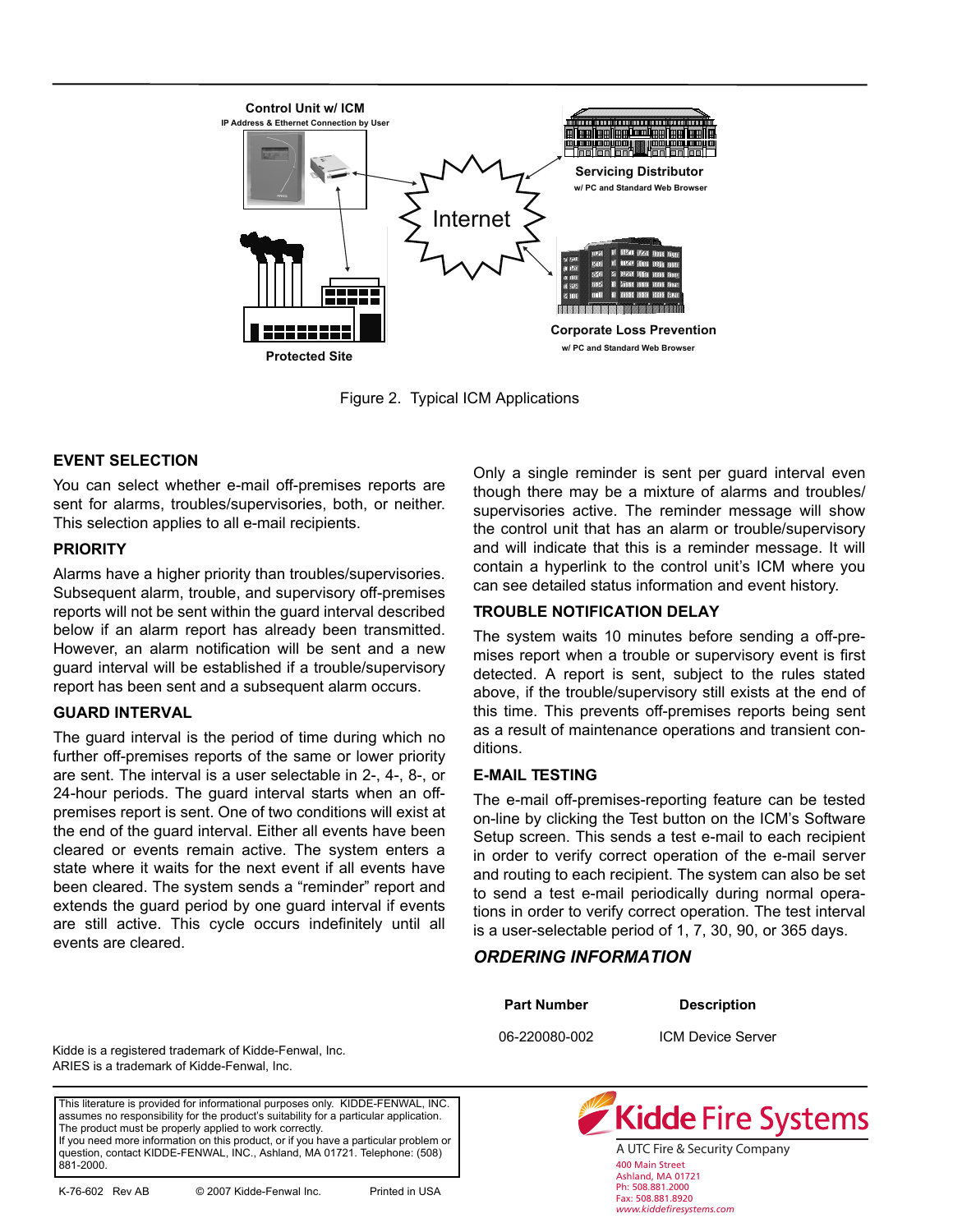Control Unit w/ ICM
IP Address & Ethernet Connection by User

Internet

Servicing Distributor
w/ PC and Standard Web Browser

Protected Site

Corporate Loss Prevention
w/ PC and Standard Web Browser

Figure 2. Typical ICM Applications

## EVENT SELECTION

You can select whether e-mail off-premises reports are sent for alarms, troubles/supervisories, both, or neither. This selection applies to all e-mail recipients.

## PRIORITY

Alarms have a higher priority than troubles/supervisories. Subsequent alarm, trouble, and supervisory off-premises reports will not be sent within the guard interval described below if an alarm report has already been transmitted. However, an alarm notification will be sent and a new guard interval will be established if a trouble/supervisory report has been sent and a subsequent alarm occurs.

## GUARD INTERVAL

The guard interval is the period of time during which no further off-premises reports of the same or lower priority are sent. The interval is a user selectable in 2-, 4-, 8-, or 24-hour periods. The guard interval starts when an off-premises report is sent. One of two conditions will exist at the end of the guard interval. Either all events have been cleared or events remain active. The system enters a state where it waits for the next event if all events have been cleared. The system sends a "reminder" report and extends the guard period by one guard interval if events are still active. This cycle occurs indefinitely until all events are cleared.

Only a single reminder is sent per guard interval even though there may be a mixture of alarms and troubles/supervisories active. The reminder message will show the control unit that has an alarm or trouble/supervisory and will indicate that this is a reminder message. It will contain a hyperlink to the control unit's ICM where you can see detailed status information and event history.

## TROUBLE NOTIFICATION DELAY

The system waits 10 minutes before sending a off-premises report when a trouble or supervisory event is first detected. A report is sent, subject to the rules stated above, if the trouble/supervisory still exists at the end of this time. This prevents off-premises reports being sent as a result of maintenance operations and transient conditions.

## E-MAIL TESTING

The e-mail off-premises-reporting feature can be tested on-line by clicking the Test button on the ICM's Software Setup screen. This sends a test e-mail to each recipient in order to verify correct operation of the e-mail server and routing to each recipient. The system can also be set to send a test e-mail periodically during normal operations in order to verify correct operation. The test interval is a user-selectable period of 1, 7, 30, 90, or 365 days.

## *ORDERING INFORMATION*

| Part Number | Description |
|---|---|
| 06-220080-002 | ICM Device Server |

Kidde is a registered trademark of Kidde-Fenwal, Inc.
ARIES is a trademark of Kidde-Fenwal, Inc.

This literature is provided for informational purposes only. KIDDE-FENWAL, INC. assumes no responsibility for the product's suitability for a particular application. The product must be properly applied to work correctly.
If you need more information on this product, or if you have a particular problem or question, contact KIDDE-FENWAL, INC., Ashland, MA 01721. Telephone: (508) 881-2000.

K-76-602 Rev AB © 2007 Kidde-Fenwal Inc. Printed in USA

Kidde Fire Systems
A UTC Fire & Security Company
400 Main Street
Ashland, MA 01721
Ph: 508.881.2000
Fax: 508.881.8920
www.kiddefiresystems.com